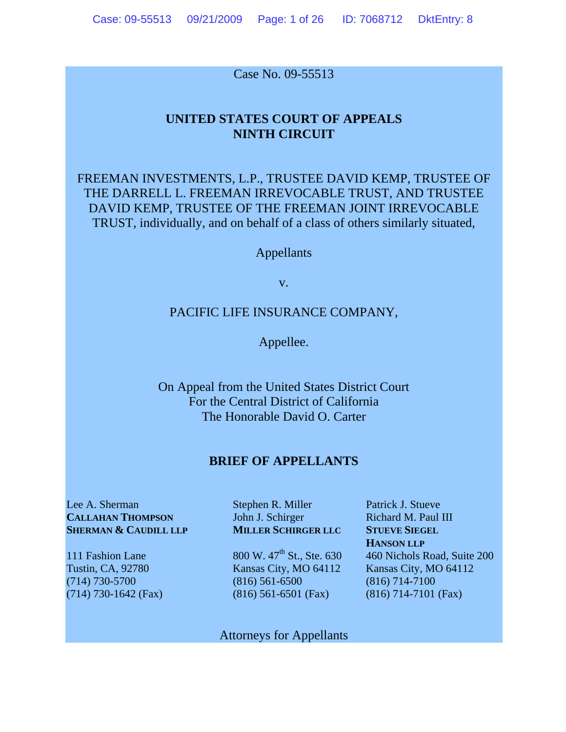Case No. 09-55513

**UNITED STATES COURT OF APPEALS**
**NINTH CIRCUIT**

FREEMAN INVESTMENTS, L.P., TRUSTEE DAVID KEMP, TRUSTEE OF THE DARRELL L. FREEMAN IRREVOCABLE TRUST, AND TRUSTEE DAVID KEMP, TRUSTEE OF THE FREEMAN JOINT IRREVOCABLE TRUST, individually, and on behalf of a class of others similarly situated,

Appellants

v.

PACIFIC LIFE INSURANCE COMPANY,

Appellee.

On Appeal from the United States District Court
For the Central District of California
The Honorable David O. Carter

## BRIEF OF APPELLANTS

Lee A. Sherman
**CALLAHAN THOMPSON SHERMAN & CAUDILL LLP**
111 Fashion Lane
Tustin, CA, 92780
(714) 730-5700
(714) 730-1642 (Fax)

Stephen R. Miller
John J. Schirger
**MILLER SCHIRGER LLC**
800 W. 47th St., Ste. 630
Kansas City, MO 64112
(816) 561-6500
(816) 561-6501 (Fax)

Patrick J. Stueve
Richard M. Paul III
**STUEVE SIEGEL HANSON LLP**
460 Nichols Road, Suite 200
Kansas City, MO 64112
(816) 714-7100
(816) 714-7101 (Fax)

Attorneys for Appellants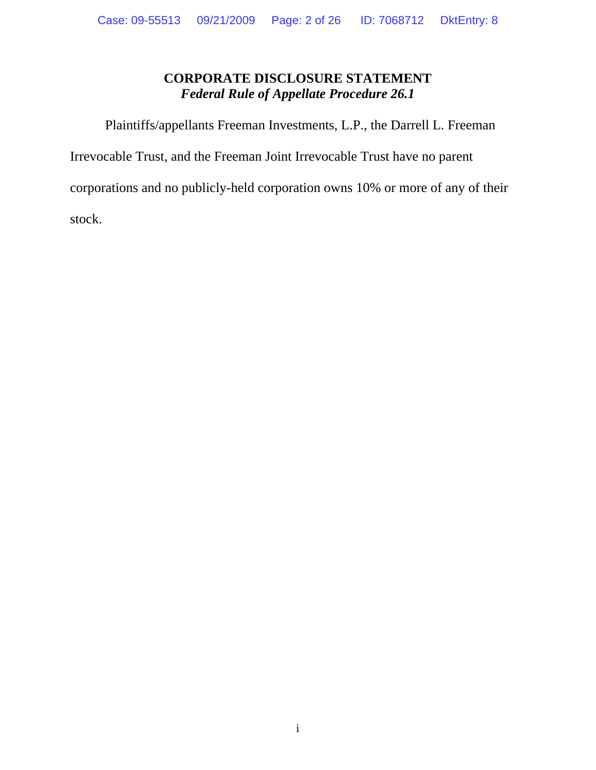## CORPORATE DISCLOSURE STATEMENT

***Federal Rule of Appellate Procedure 26.1***

Plaintiffs/appellants Freeman Investments, L.P., the Darrell L. Freeman Irrevocable Trust, and the Freeman Joint Irrevocable Trust have no parent corporations and no publicly-held corporation owns 10% or more of any of their stock.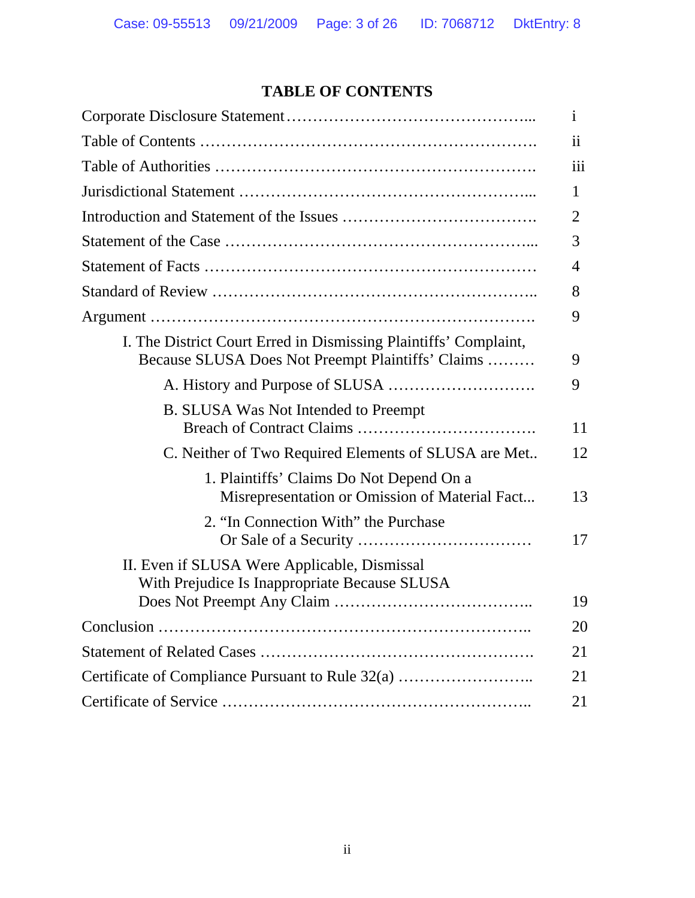# TABLE OF CONTENTS

| | |
|---|---|
| Corporate Disclosure Statement | i |
| Table of Contents | ii |
| Table of Authorities | iii |
| Jurisdictional Statement | 1 |
| Introduction and Statement of the Issues | 2 |
| Statement of the Case | 3 |
| Statement of Facts | 4 |
| Standard of Review | 8 |
| Argument | 9 |
| I. The District Court Erred in Dismissing Plaintiffs' Complaint, Because SLUSA Does Not Preempt Plaintiffs' Claims | 9 |
| A. History and Purpose of SLUSA | 9 |
| B. SLUSA Was Not Intended to Preempt Breach of Contract Claims | 11 |
| C. Neither of Two Required Elements of SLUSA are Met | 12 |
| 1. Plaintiffs' Claims Do Not Depend On a Misrepresentation or Omission of Material Fact | 13 |
| 2. "In Connection With" the Purchase Or Sale of a Security | 17 |
| II. Even if SLUSA Were Applicable, Dismissal With Prejudice Is Inappropriate Because SLUSA Does Not Preempt Any Claim | 19 |
| Conclusion | 20 |
| Statement of Related Cases | 21 |
| Certificate of Compliance Pursuant to Rule 32(a) | 21 |
| Certificate of Service | 21 |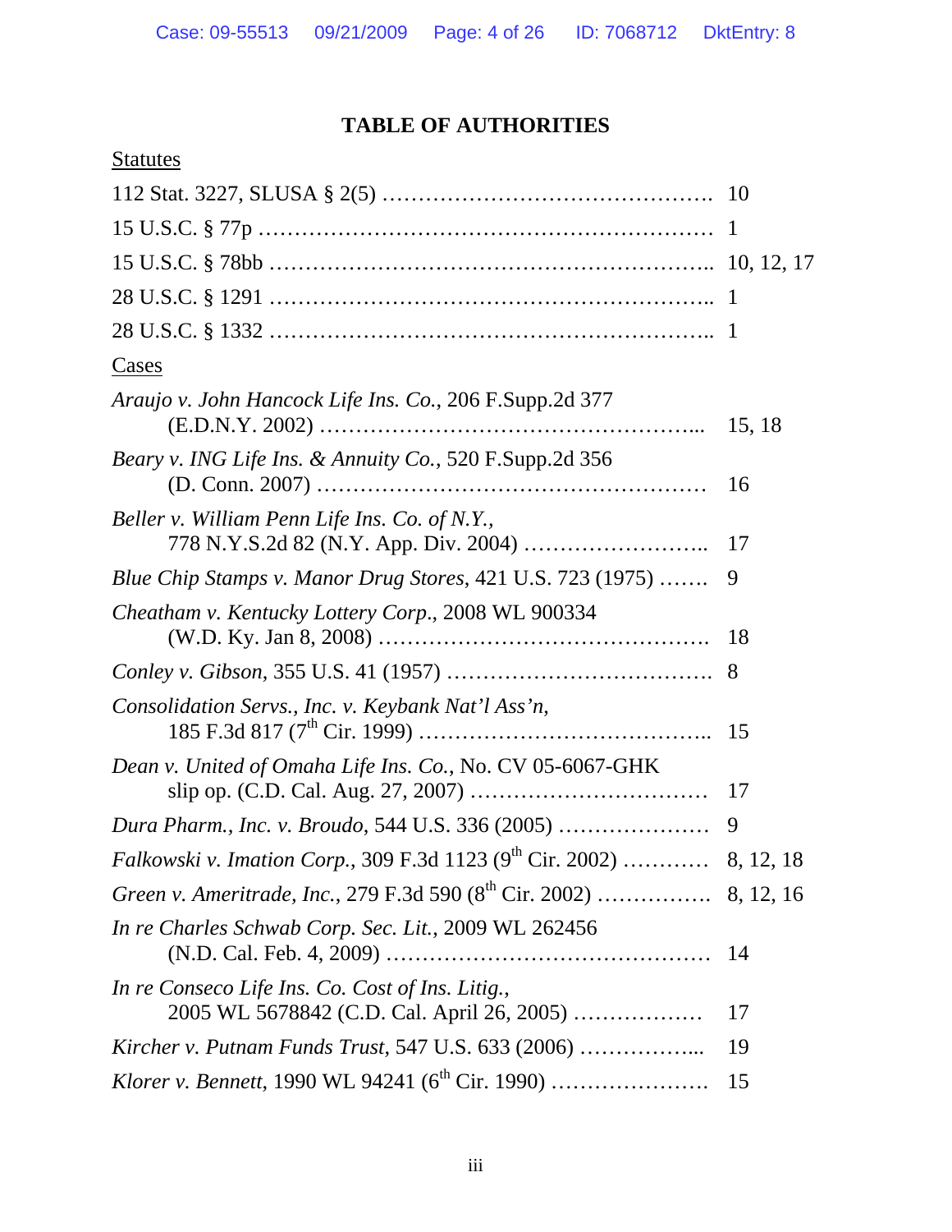## TABLE OF AUTHORITIES

Statutes

112 Stat. 3227, SLUSA § 2(5) ........................................ 10

15 U.S.C. § 77p ........................................................ 1

15 U.S.C. § 78bb ...................................................... 10, 12, 17

28 U.S.C. § 1291 ...................................................... 1

28 U.S.C. § 1332 ...................................................... 1

Cases

*Araujo v. John Hancock Life Ins. Co.*, 206 F.Supp.2d 377 (E.D.N.Y. 2002) ............................................... 15, 18

*Beary v. ING Life Ins. & Annuity Co.*, 520 F.Supp.2d 356 (D. Conn. 2007) ............................................... 16

*Beller v. William Penn Life Ins. Co. of N.Y.*, 778 N.Y.S.2d 82 (N.Y. App. Div. 2004) ........................ 17

*Blue Chip Stamps v. Manor Drug Stores*, 421 U.S. 723 (1975) ....... 9

*Cheatham v. Kentucky Lottery Corp.*, 2008 WL 900334 (W.D. Ky. Jan 8, 2008) ........................................ 18

*Conley v. Gibson*, 355 U.S. 41 (1957) .................................. 8

*Consolidation Servs., Inc. v. Keybank Nat'l Ass'n*, 185 F.3d 817 (7th Cir. 1999) ..................................... 15

*Dean v. United of Omaha Life Ins. Co.*, No. CV 05-6067-GHK slip op. (C.D. Cal. Aug. 27, 2007) ............................ 17

*Dura Pharm., Inc. v. Broudo*, 544 U.S. 336 (2005) .................... 9

*Falkowski v. Imation Corp.*, 309 F.3d 1123 (9th Cir. 2002) ........... 8, 12, 18

*Green v. Ameritrade, Inc.*, 279 F.3d 590 (8th Cir. 2002) ............... 8, 12, 16

*In re Charles Schwab Corp. Sec. Lit.*, 2009 WL 262456 (N.D. Cal. Feb. 4, 2009) ........................................ 14

*In re Conseco Life Ins. Co. Cost of Ins. Litig.*, 2005 WL 5678842 (C.D. Cal. April 26, 2005) ................. 17

*Kircher v. Putnam Funds Trust*, 547 U.S. 633 (2006) ................. 19

*Klorer v. Bennett*, 1990 WL 94241 (6th Cir. 1990) ...................... 15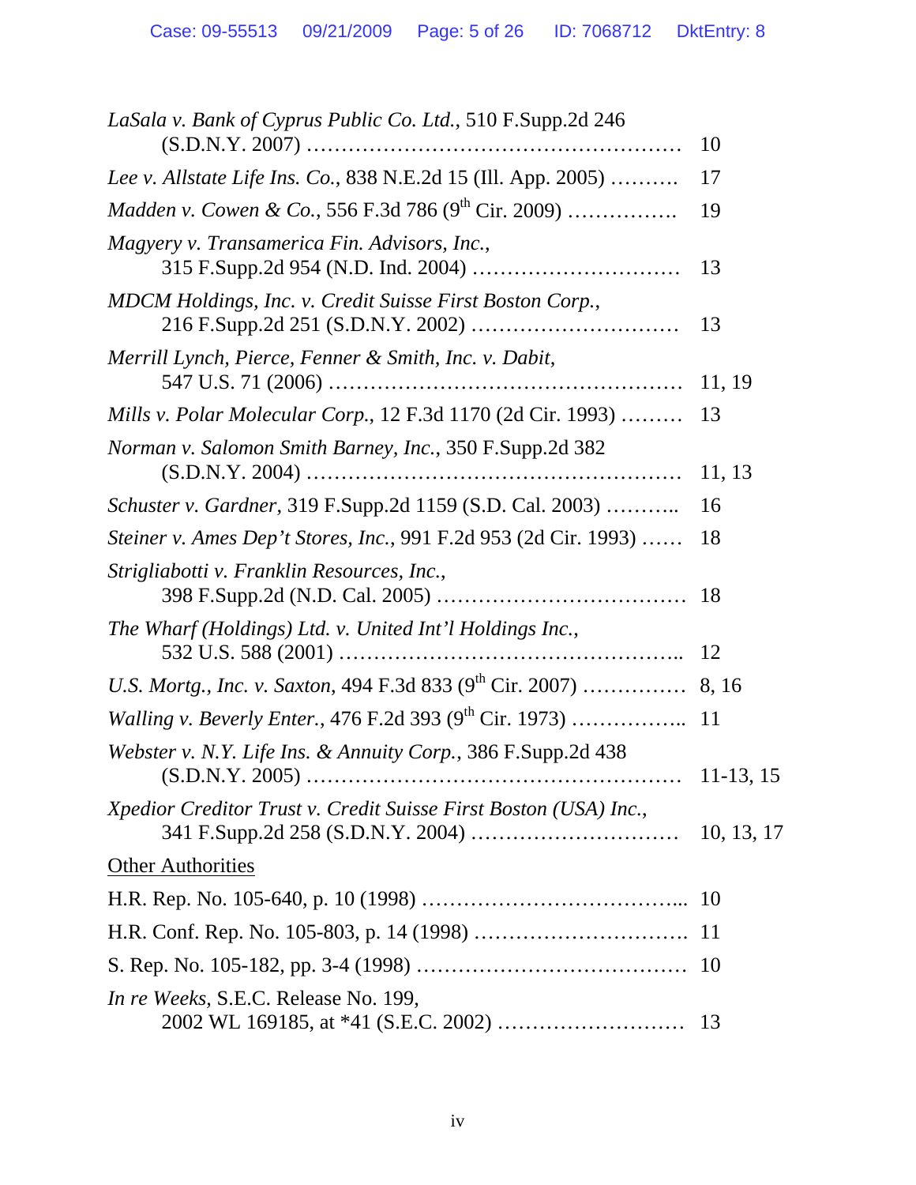*LaSala v. Bank of Cyprus Public Co. Ltd.*, 510 F.Supp.2d 246 (S.D.N.Y. 2007) .................................................... 10

*Lee v. Allstate Life Ins. Co.*, 838 N.E.2d 15 (Ill. App. 2005) .......... 17

*Madden v. Cowen & Co.*, 556 F.3d 786 (9th Cir. 2009) ................ 19

*Magyery v. Transamerica Fin. Advisors, Inc.*, 315 F.Supp.2d 954 (N.D. Ind. 2004) ............................. 13

*MDCM Holdings, Inc. v. Credit Suisse First Boston Corp.*, 216 F.Supp.2d 251 (S.D.N.Y. 2002) ............................. 13

*Merrill Lynch, Pierce, Fenner & Smith, Inc. v. Dabit*, 547 U.S. 71 (2006) ................................................. 11, 19

*Mills v. Polar Molecular Corp.*, 12 F.3d 1170 (2d Cir. 1993) ......... 13

*Norman v. Salomon Smith Barney, Inc.*, 350 F.Supp.2d 382 (S.D.N.Y. 2004) .................................................... 11, 13

*Schuster v. Gardner*, 319 F.Supp.2d 1159 (S.D. Cal. 2003) ........... 16

*Steiner v. Ames Dep't Stores, Inc.*, 991 F.2d 953 (2d Cir. 1993) ...... 18

*Strigliabotti v. Franklin Resources, Inc.*, 398 F.Supp.2d (N.D. Cal. 2005) ................................... 18

*The Wharf (Holdings) Ltd. v. United Int'l Holdings Inc.*, 532 U.S. 588 (2001) ................................................. 12

*U.S. Mortg., Inc. v. Saxton*, 494 F.3d 833 (9th Cir. 2007) ............... 8, 16

*Walling v. Beverly Enter.*, 476 F.2d 393 (9th Cir. 1973) ................. 11

*Webster v. N.Y. Life Ins. & Annuity Corp.*, 386 F.Supp.2d 438 (S.D.N.Y. 2005) .................................................... 11-13, 15

*Xpedior Creditor Trust v. Credit Suisse First Boston (USA) Inc.*, 341 F.Supp.2d 258 (S.D.N.Y. 2004) ............................. 10, 13, 17

Other Authorities

H.R. Rep. No. 105-640, p. 10 (1998) ..................................... 10

H.R. Conf. Rep. No. 105-803, p. 14 (1998) .............................. 11

S. Rep. No. 105-182, pp. 3-4 (1998) ...................................... 10

*In re Weeks*, S.E.C. Release No. 199, 2002 WL 169185, at *41 (S.E.C. 2002) .......................... 13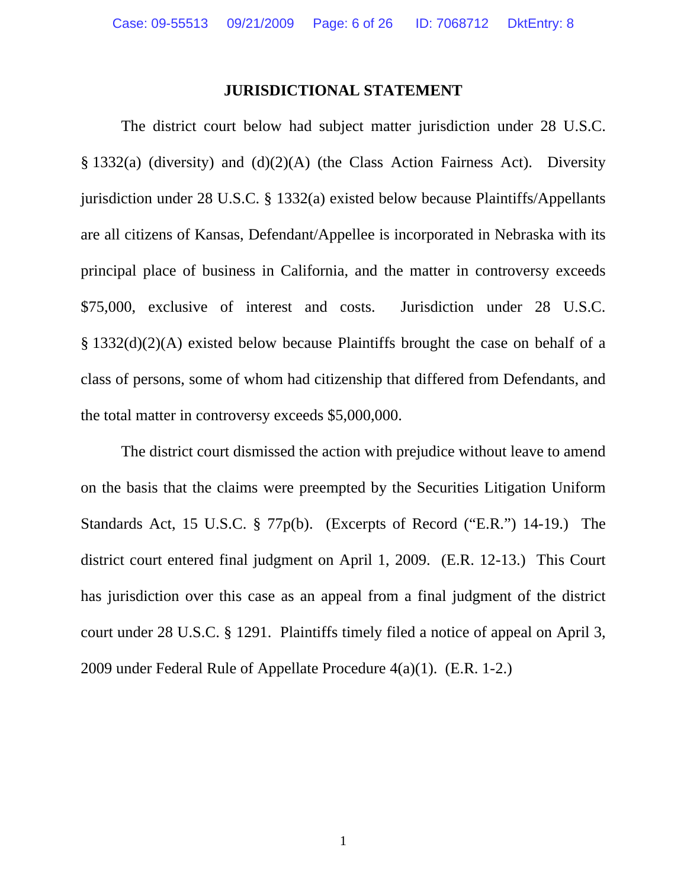## JURISDICTIONAL STATEMENT

The district court below had subject matter jurisdiction under 28 U.S.C. § 1332(a) (diversity) and (d)(2)(A) (the Class Action Fairness Act). Diversity jurisdiction under 28 U.S.C. § 1332(a) existed below because Plaintiffs/Appellants are all citizens of Kansas, Defendant/Appellee is incorporated in Nebraska with its principal place of business in California, and the matter in controversy exceeds $75,000, exclusive of interest and costs. Jurisdiction under 28 U.S.C. § 1332(d)(2)(A) existed below because Plaintiffs brought the case on behalf of a class of persons, some of whom had citizenship that differed from Defendants, and the total matter in controversy exceeds $5,000,000.

The district court dismissed the action with prejudice without leave to amend on the basis that the claims were preempted by the Securities Litigation Uniform Standards Act, 15 U.S.C. § 77p(b). (Excerpts of Record ("E.R.") 14-19.) The district court entered final judgment on April 1, 2009. (E.R. 12-13.) This Court has jurisdiction over this case as an appeal from a final judgment of the district court under 28 U.S.C. § 1291. Plaintiffs timely filed a notice of appeal on April 3, 2009 under Federal Rule of Appellate Procedure 4(a)(1). (E.R. 1-2.)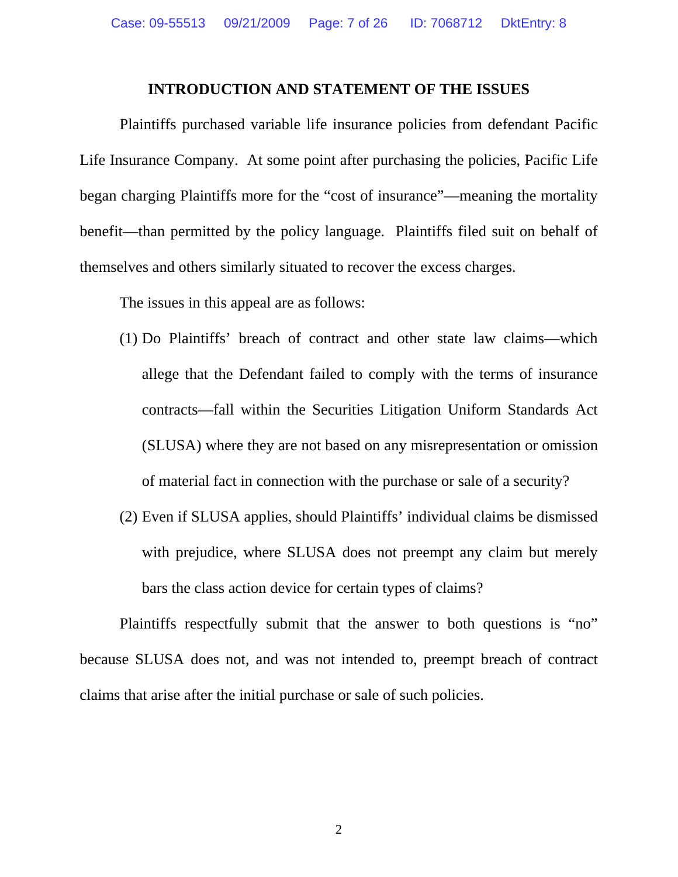## INTRODUCTION AND STATEMENT OF THE ISSUES

Plaintiffs purchased variable life insurance policies from defendant Pacific Life Insurance Company. At some point after purchasing the policies, Pacific Life began charging Plaintiffs more for the "cost of insurance"—meaning the mortality benefit—than permitted by the policy language. Plaintiffs filed suit on behalf of themselves and others similarly situated to recover the excess charges.

The issues in this appeal are as follows:

(1) Do Plaintiffs' breach of contract and other state law claims—which allege that the Defendant failed to comply with the terms of insurance contracts—fall within the Securities Litigation Uniform Standards Act (SLUSA) where they are not based on any misrepresentation or omission of material fact in connection with the purchase or sale of a security?

(2) Even if SLUSA applies, should Plaintiffs' individual claims be dismissed with prejudice, where SLUSA does not preempt any claim but merely bars the class action device for certain types of claims?

Plaintiffs respectfully submit that the answer to both questions is "no" because SLUSA does not, and was not intended to, preempt breach of contract claims that arise after the initial purchase or sale of such policies.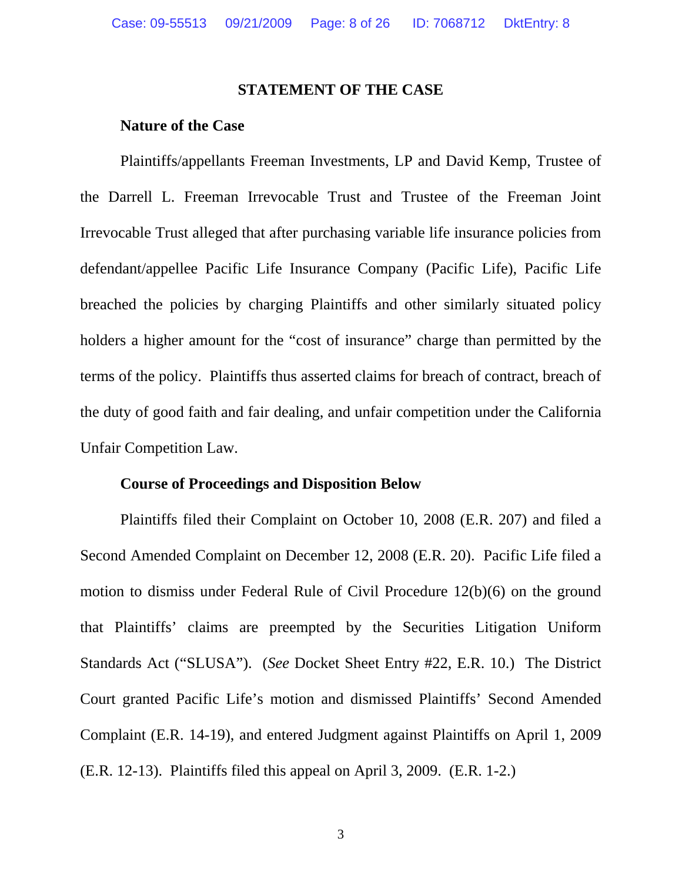## STATEMENT OF THE CASE

### Nature of the Case

Plaintiffs/appellants Freeman Investments, LP and David Kemp, Trustee of the Darrell L. Freeman Irrevocable Trust and Trustee of the Freeman Joint Irrevocable Trust alleged that after purchasing variable life insurance policies from defendant/appellee Pacific Life Insurance Company (Pacific Life), Pacific Life breached the policies by charging Plaintiffs and other similarly situated policy holders a higher amount for the "cost of insurance" charge than permitted by the terms of the policy. Plaintiffs thus asserted claims for breach of contract, breach of the duty of good faith and fair dealing, and unfair competition under the California Unfair Competition Law.

### Course of Proceedings and Disposition Below

Plaintiffs filed their Complaint on October 10, 2008 (E.R. 207) and filed a Second Amended Complaint on December 12, 2008 (E.R. 20). Pacific Life filed a motion to dismiss under Federal Rule of Civil Procedure 12(b)(6) on the ground that Plaintiffs' claims are preempted by the Securities Litigation Uniform Standards Act ("SLUSA"). (*See* Docket Sheet Entry #22, E.R. 10.) The District Court granted Pacific Life's motion and dismissed Plaintiffs' Second Amended Complaint (E.R. 14-19), and entered Judgment against Plaintiffs on April 1, 2009 (E.R. 12-13). Plaintiffs filed this appeal on April 3, 2009. (E.R. 1-2.)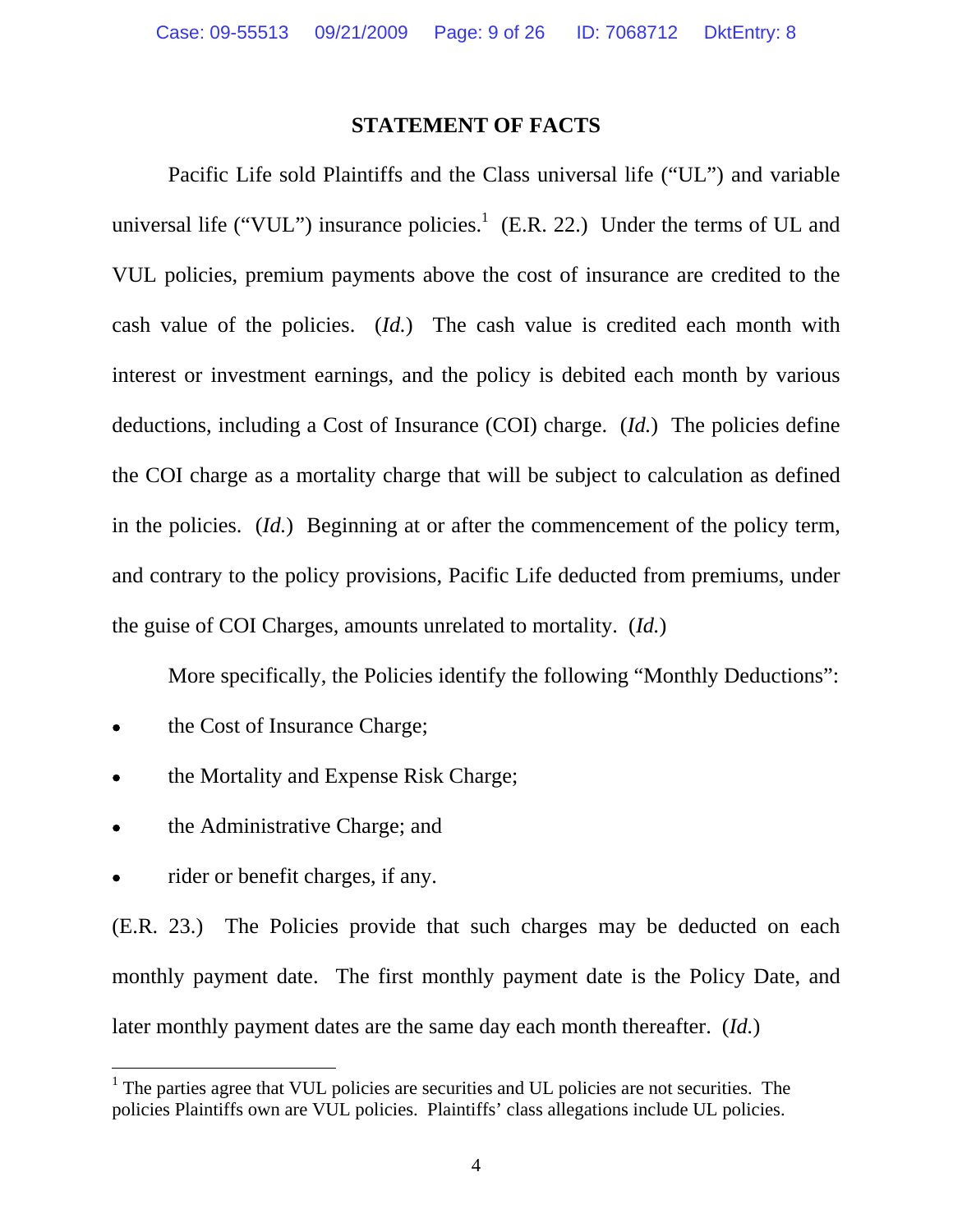## STATEMENT OF FACTS

Pacific Life sold Plaintiffs and the Class universal life ("UL") and variable universal life ("VUL") insurance policies.[1] (E.R. 22.) Under the terms of UL and VUL policies, premium payments above the cost of insurance are credited to the cash value of the policies. (*Id.*) The cash value is credited each month with interest or investment earnings, and the policy is debited each month by various deductions, including a Cost of Insurance (COI) charge. (*Id.*) The policies define the COI charge as a mortality charge that will be subject to calculation as defined in the policies. (*Id.*) Beginning at or after the commencement of the policy term, and contrary to the policy provisions, Pacific Life deducted from premiums, under the guise of COI Charges, amounts unrelated to mortality. (*Id.*)

More specifically, the Policies identify the following "Monthly Deductions":

- the Cost of Insurance Charge;
- the Mortality and Expense Risk Charge;
- the Administrative Charge; and
- rider or benefit charges, if any.

(E.R. 23.) The Policies provide that such charges may be deducted on each monthly payment date. The first monthly payment date is the Policy Date, and later monthly payment dates are the same day each month thereafter. (*Id.*)

[1] The parties agree that VUL policies are securities and UL policies are not securities. The policies Plaintiffs own are VUL policies. Plaintiffs' class allegations include UL policies.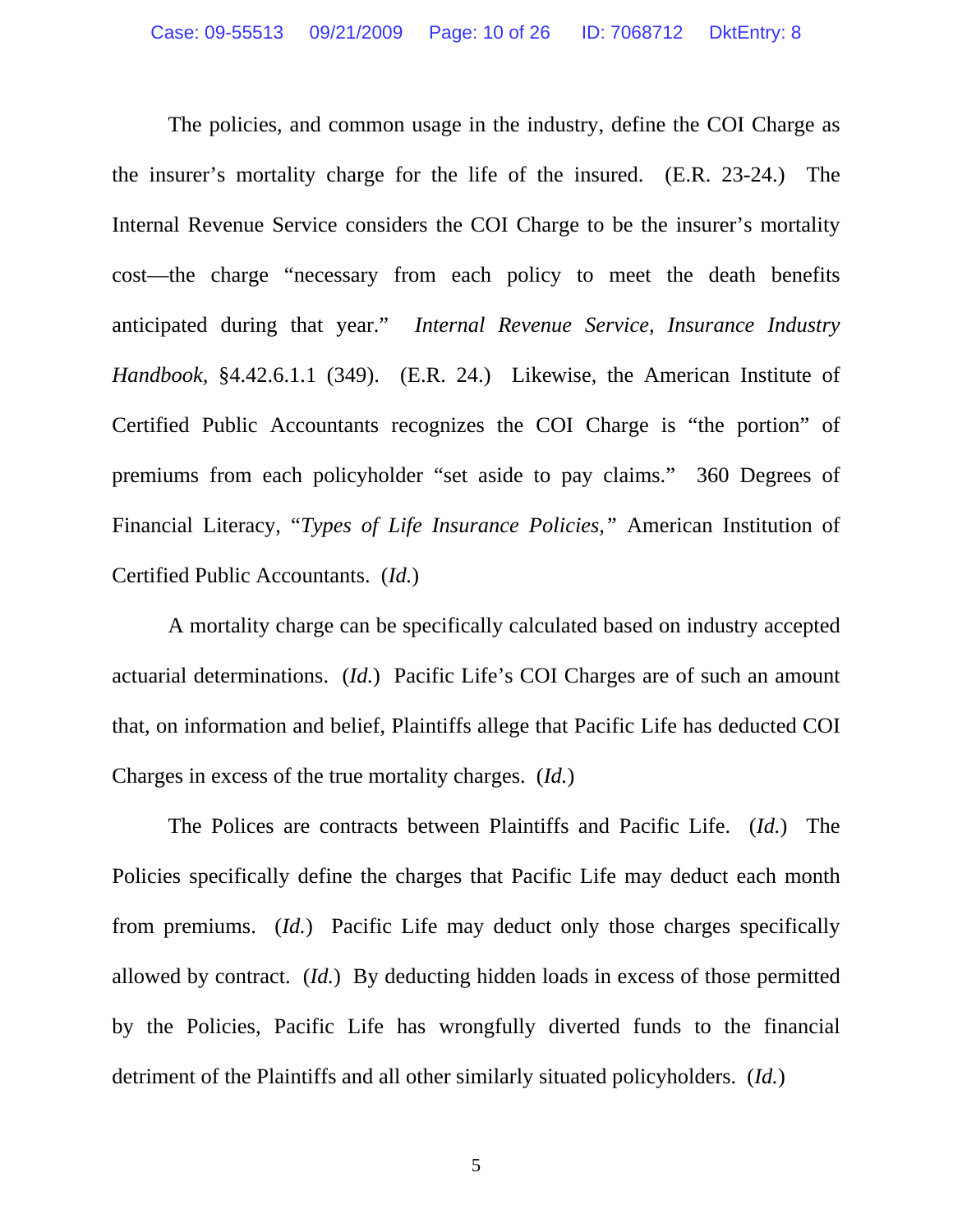The policies, and common usage in the industry, define the COI Charge as the insurer's mortality charge for the life of the insured. (E.R. 23-24.) The Internal Revenue Service considers the COI Charge to be the insurer's mortality cost—the charge "necessary from each policy to meet the death benefits anticipated during that year." *Internal Revenue Service, Insurance Industry Handbook,* §4.42.6.1.1 (349). (E.R. 24.) Likewise, the American Institute of Certified Public Accountants recognizes the COI Charge is "the portion" of premiums from each policyholder "set aside to pay claims." 360 Degrees of Financial Literacy, "*Types of Life Insurance Policies,*" American Institution of Certified Public Accountants. (*Id.*)

A mortality charge can be specifically calculated based on industry accepted actuarial determinations. (*Id.*) Pacific Life's COI Charges are of such an amount that, on information and belief, Plaintiffs allege that Pacific Life has deducted COI Charges in excess of the true mortality charges. (*Id.*)

The Polices are contracts between Plaintiffs and Pacific Life. (*Id.*) The Policies specifically define the charges that Pacific Life may deduct each month from premiums. (*Id.*) Pacific Life may deduct only those charges specifically allowed by contract. (*Id.*) By deducting hidden loads in excess of those permitted by the Policies, Pacific Life has wrongfully diverted funds to the financial detriment of the Plaintiffs and all other similarly situated policyholders. (*Id.*)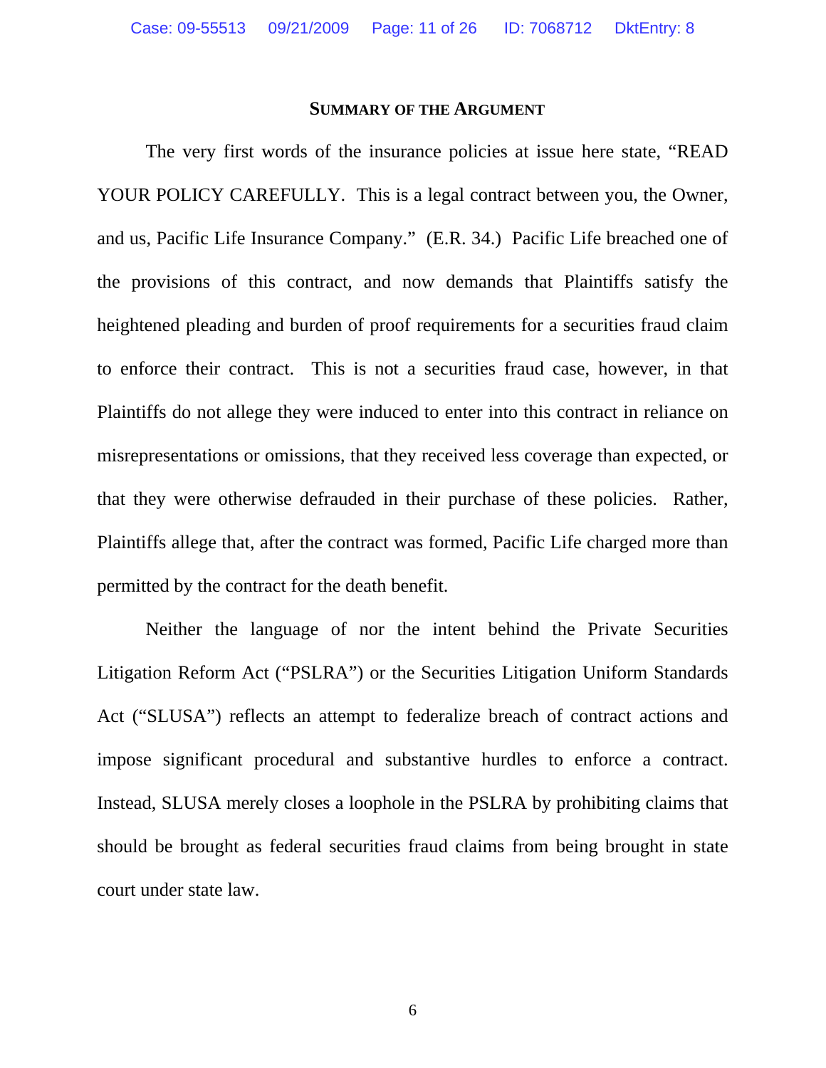## SUMMARY OF THE ARGUMENT

The very first words of the insurance policies at issue here state, "READ YOUR POLICY CAREFULLY. This is a legal contract between you, the Owner, and us, Pacific Life Insurance Company." (E.R. 34.) Pacific Life breached one of the provisions of this contract, and now demands that Plaintiffs satisfy the heightened pleading and burden of proof requirements for a securities fraud claim to enforce their contract. This is not a securities fraud case, however, in that Plaintiffs do not allege they were induced to enter into this contract in reliance on misrepresentations or omissions, that they received less coverage than expected, or that they were otherwise defrauded in their purchase of these policies. Rather, Plaintiffs allege that, after the contract was formed, Pacific Life charged more than permitted by the contract for the death benefit.

Neither the language of nor the intent behind the Private Securities Litigation Reform Act ("PSLRA") or the Securities Litigation Uniform Standards Act ("SLUSA") reflects an attempt to federalize breach of contract actions and impose significant procedural and substantive hurdles to enforce a contract. Instead, SLUSA merely closes a loophole in the PSLRA by prohibiting claims that should be brought as federal securities fraud claims from being brought in state court under state law.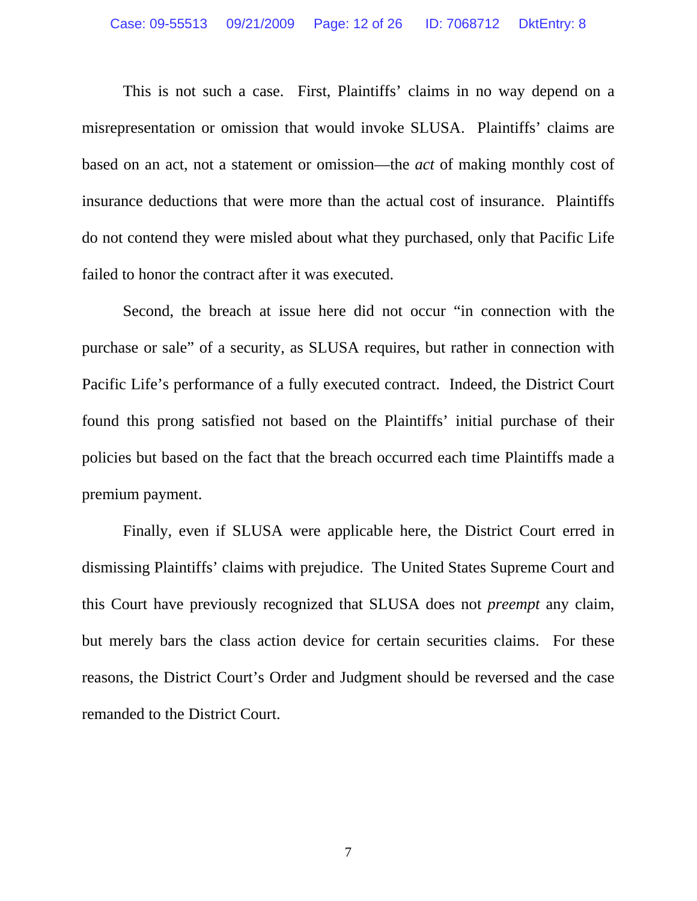This is not such a case. First, Plaintiffs' claims in no way depend on a misrepresentation or omission that would invoke SLUSA. Plaintiffs' claims are based on an act, not a statement or omission—the *act* of making monthly cost of insurance deductions that were more than the actual cost of insurance. Plaintiffs do not contend they were misled about what they purchased, only that Pacific Life failed to honor the contract after it was executed.

Second, the breach at issue here did not occur "in connection with the purchase or sale" of a security, as SLUSA requires, but rather in connection with Pacific Life's performance of a fully executed contract. Indeed, the District Court found this prong satisfied not based on the Plaintiffs' initial purchase of their policies but based on the fact that the breach occurred each time Plaintiffs made a premium payment.

Finally, even if SLUSA were applicable here, the District Court erred in dismissing Plaintiffs' claims with prejudice. The United States Supreme Court and this Court have previously recognized that SLUSA does not *preempt* any claim, but merely bars the class action device for certain securities claims. For these reasons, the District Court's Order and Judgment should be reversed and the case remanded to the District Court.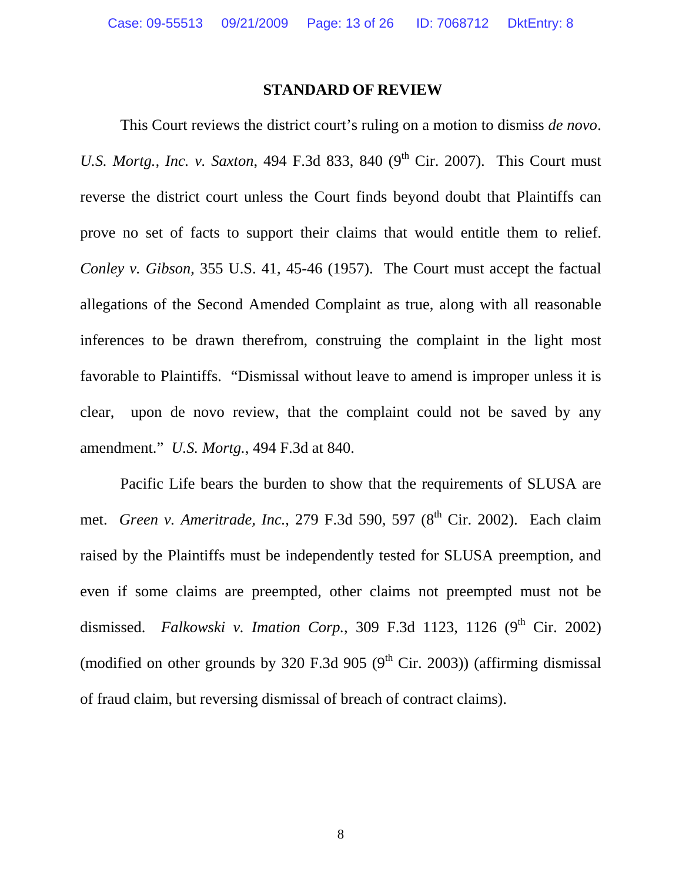## STANDARD OF REVIEW

This Court reviews the district court's ruling on a motion to dismiss *de novo*. *U.S. Mortg., Inc. v. Saxton*, 494 F.3d 833, 840 (9th Cir. 2007). This Court must reverse the district court unless the Court finds beyond doubt that Plaintiffs can prove no set of facts to support their claims that would entitle them to relief. *Conley v. Gibson*, 355 U.S. 41, 45-46 (1957). The Court must accept the factual allegations of the Second Amended Complaint as true, along with all reasonable inferences to be drawn therefrom, construing the complaint in the light most favorable to Plaintiffs. "Dismissal without leave to amend is improper unless it is clear, upon de novo review, that the complaint could not be saved by any amendment." *U.S. Mortg.*, 494 F.3d at 840.

Pacific Life bears the burden to show that the requirements of SLUSA are met. *Green v. Ameritrade, Inc.*, 279 F.3d 590, 597 (8th Cir. 2002). Each claim raised by the Plaintiffs must be independently tested for SLUSA preemption, and even if some claims are preempted, other claims not preempted must not be dismissed. *Falkowski v. Imation Corp.*, 309 F.3d 1123, 1126 (9th Cir. 2002) (modified on other grounds by 320 F.3d 905 (9th Cir. 2003)) (affirming dismissal of fraud claim, but reversing dismissal of breach of contract claims).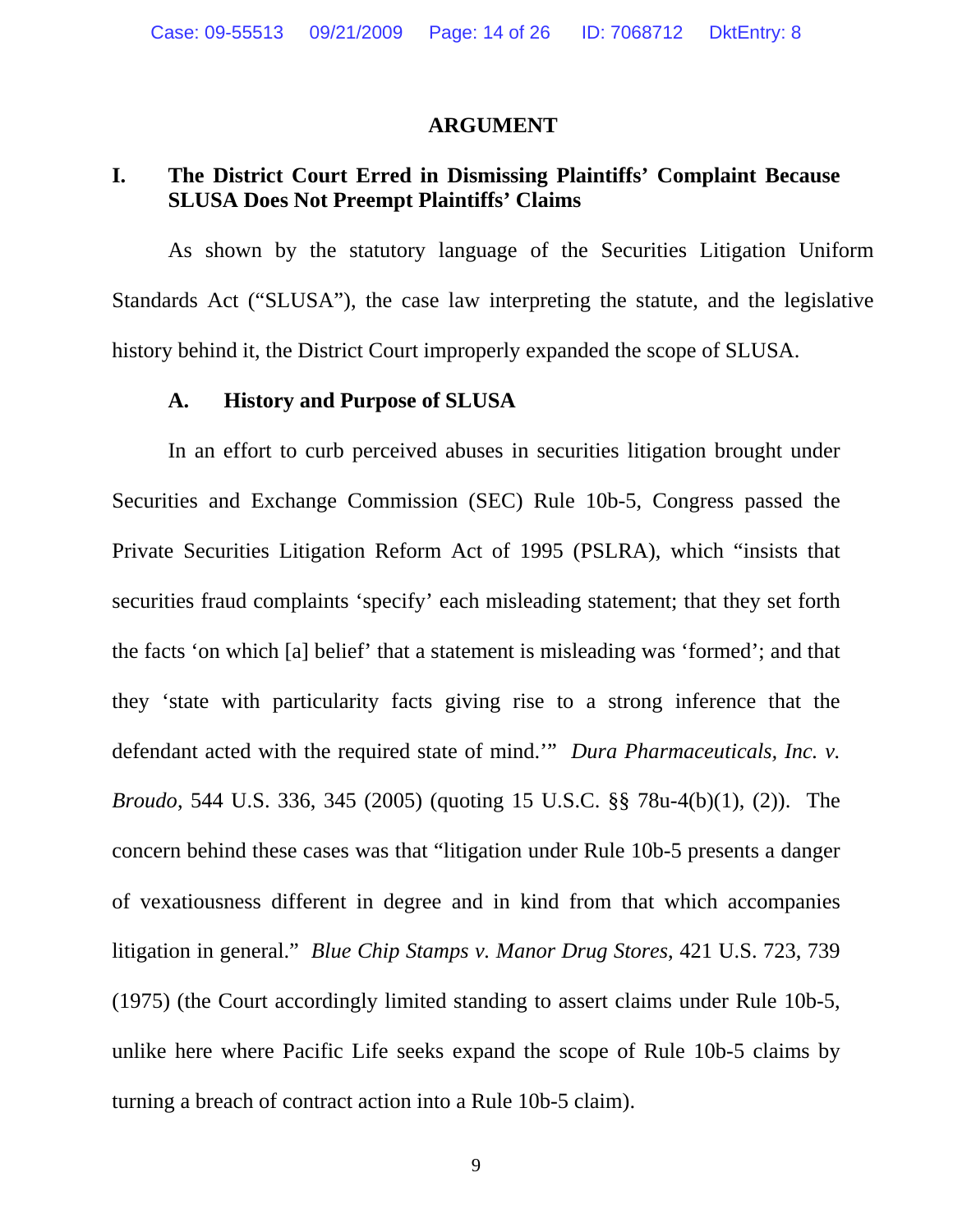## ARGUMENT

### I. The District Court Erred in Dismissing Plaintiffs' Complaint Because SLUSA Does Not Preempt Plaintiffs' Claims

As shown by the statutory language of the Securities Litigation Uniform Standards Act ("SLUSA"), the case law interpreting the statute, and the legislative history behind it, the District Court improperly expanded the scope of SLUSA.

#### A. History and Purpose of SLUSA

In an effort to curb perceived abuses in securities litigation brought under Securities and Exchange Commission (SEC) Rule 10b-5, Congress passed the Private Securities Litigation Reform Act of 1995 (PSLRA), which "insists that securities fraud complaints 'specify' each misleading statement; that they set forth the facts 'on which [a] belief' that a statement is misleading was 'formed'; and that they 'state with particularity facts giving rise to a strong inference that the defendant acted with the required state of mind.'" *Dura Pharmaceuticals, Inc. v. Broudo*, 544 U.S. 336, 345 (2005) (quoting 15 U.S.C. §§ 78u-4(b)(1), (2)). The concern behind these cases was that "litigation under Rule 10b-5 presents a danger of vexatiousness different in degree and in kind from that which accompanies litigation in general." *Blue Chip Stamps v. Manor Drug Stores*, 421 U.S. 723, 739 (1975) (the Court accordingly limited standing to assert claims under Rule 10b-5, unlike here where Pacific Life seeks expand the scope of Rule 10b-5 claims by turning a breach of contract action into a Rule 10b-5 claim).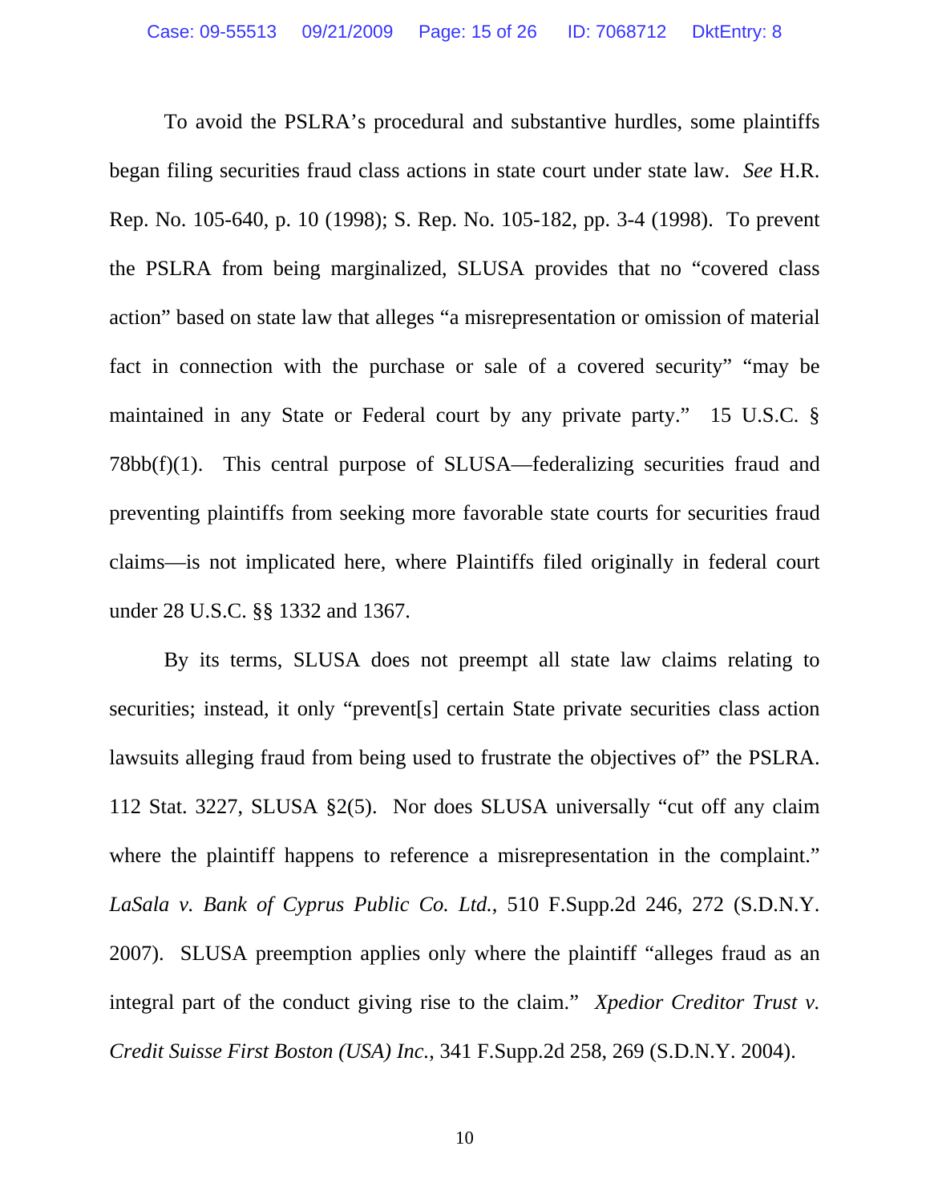To avoid the PSLRA's procedural and substantive hurdles, some plaintiffs began filing securities fraud class actions in state court under state law. *See* H.R. Rep. No. 105-640, p. 10 (1998); S. Rep. No. 105-182, pp. 3-4 (1998). To prevent the PSLRA from being marginalized, SLUSA provides that no "covered class action" based on state law that alleges "a misrepresentation or omission of material fact in connection with the purchase or sale of a covered security" "may be maintained in any State or Federal court by any private party." 15 U.S.C. § 78bb(f)(1). This central purpose of SLUSA—federalizing securities fraud and preventing plaintiffs from seeking more favorable state courts for securities fraud claims—is not implicated here, where Plaintiffs filed originally in federal court under 28 U.S.C. §§ 1332 and 1367.

By its terms, SLUSA does not preempt all state law claims relating to securities; instead, it only "prevent[s] certain State private securities class action lawsuits alleging fraud from being used to frustrate the objectives of" the PSLRA. 112 Stat. 3227, SLUSA §2(5). Nor does SLUSA universally "cut off any claim where the plaintiff happens to reference a misrepresentation in the complaint." *LaSala v. Bank of Cyprus Public Co. Ltd.*, 510 F.Supp.2d 246, 272 (S.D.N.Y. 2007). SLUSA preemption applies only where the plaintiff "alleges fraud as an integral part of the conduct giving rise to the claim." *Xpedior Creditor Trust v. Credit Suisse First Boston (USA) Inc.*, 341 F.Supp.2d 258, 269 (S.D.N.Y. 2004).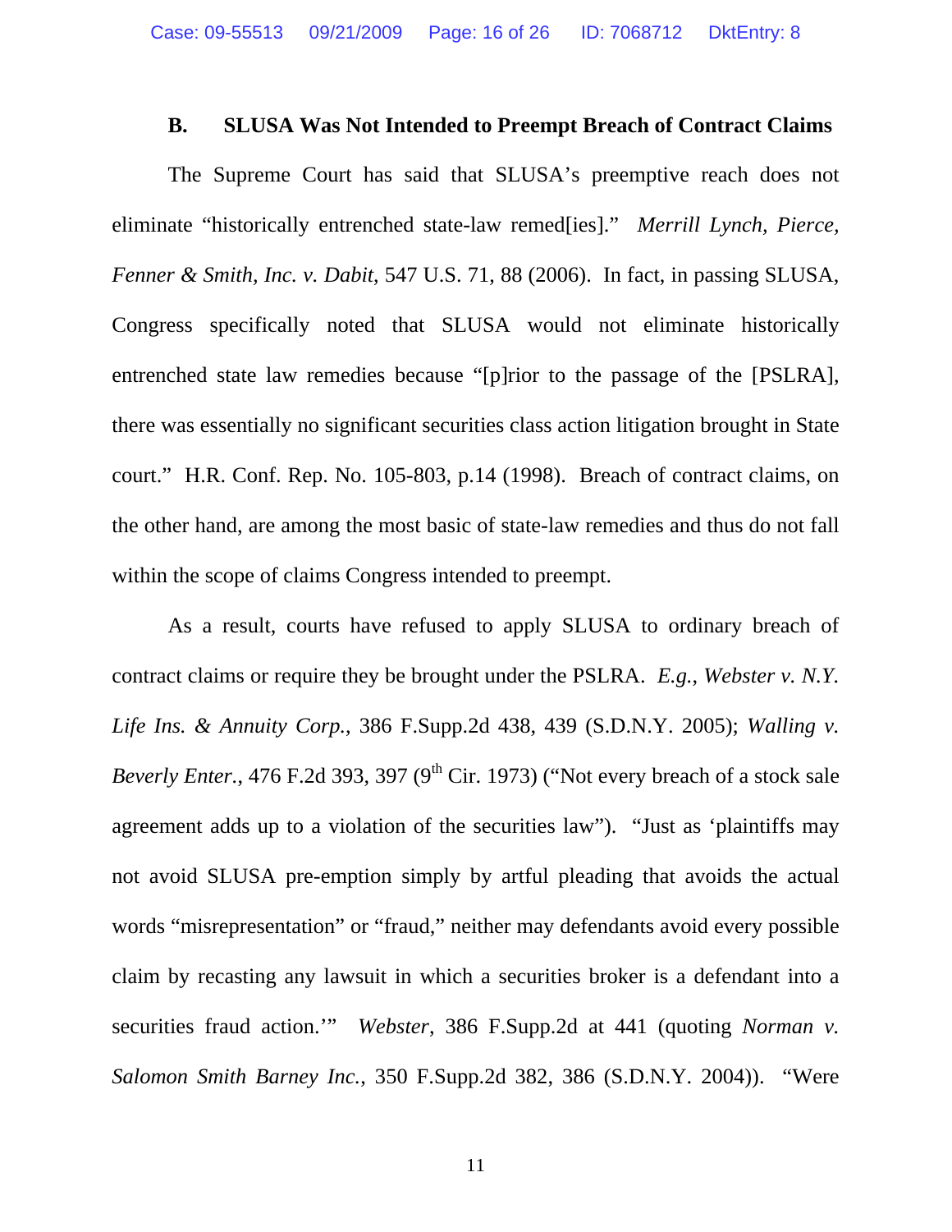### B. SLUSA Was Not Intended to Preempt Breach of Contract Claims

The Supreme Court has said that SLUSA's preemptive reach does not eliminate "historically entrenched state-law remed[ies]." *Merrill Lynch, Pierce, Fenner & Smith, Inc. v. Dabit*, 547 U.S. 71, 88 (2006). In fact, in passing SLUSA, Congress specifically noted that SLUSA would not eliminate historically entrenched state law remedies because "[p]rior to the passage of the [PSLRA], there was essentially no significant securities class action litigation brought in State court." H.R. Conf. Rep. No. 105-803, p.14 (1998). Breach of contract claims, on the other hand, are among the most basic of state-law remedies and thus do not fall within the scope of claims Congress intended to preempt.

As a result, courts have refused to apply SLUSA to ordinary breach of contract claims or require they be brought under the PSLRA. *E.g.*, *Webster v. N.Y. Life Ins. & Annuity Corp.*, 386 F.Supp.2d 438, 439 (S.D.N.Y. 2005); *Walling v. Beverly Enter.*, 476 F.2d 393, 397 (9th Cir. 1973) ("Not every breach of a stock sale agreement adds up to a violation of the securities law"). "Just as 'plaintiffs may not avoid SLUSA pre-emption simply by artful pleading that avoids the actual words "misrepresentation" or "fraud," neither may defendants avoid every possible claim by recasting any lawsuit in which a securities broker is a defendant into a securities fraud action.'" *Webster*, 386 F.Supp.2d at 441 (quoting *Norman v. Salomon Smith Barney Inc.*, 350 F.Supp.2d 382, 386 (S.D.N.Y. 2004)). "Were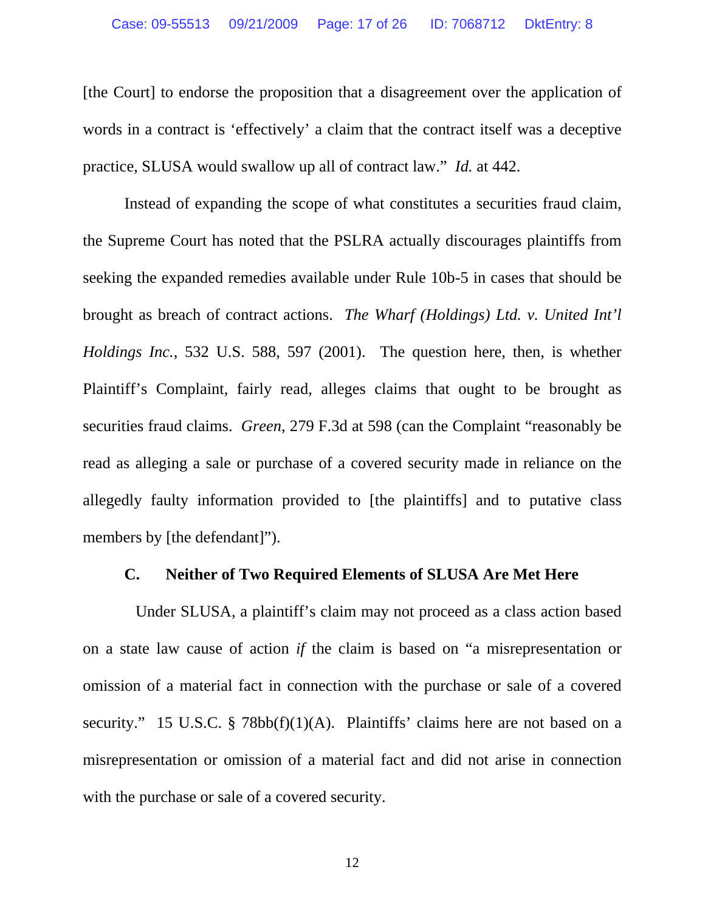[the Court] to endorse the proposition that a disagreement over the application of words in a contract is 'effectively' a claim that the contract itself was a deceptive practice, SLUSA would swallow up all of contract law." *Id.* at 442.

Instead of expanding the scope of what constitutes a securities fraud claim, the Supreme Court has noted that the PSLRA actually discourages plaintiffs from seeking the expanded remedies available under Rule 10b-5 in cases that should be brought as breach of contract actions. *The Wharf (Holdings) Ltd. v. United Int'l Holdings Inc.*, 532 U.S. 588, 597 (2001). The question here, then, is whether Plaintiff's Complaint, fairly read, alleges claims that ought to be brought as securities fraud claims. *Green*, 279 F.3d at 598 (can the Complaint "reasonably be read as alleging a sale or purchase of a covered security made in reliance on the allegedly faulty information provided to [the plaintiffs] and to putative class members by [the defendant]").

### C. Neither of Two Required Elements of SLUSA Are Met Here

Under SLUSA, a plaintiff's claim may not proceed as a class action based on a state law cause of action *if* the claim is based on "a misrepresentation or omission of a material fact in connection with the purchase or sale of a covered security." 15 U.S.C. § 78bb(f)(1)(A). Plaintiffs' claims here are not based on a misrepresentation or omission of a material fact and did not arise in connection with the purchase or sale of a covered security.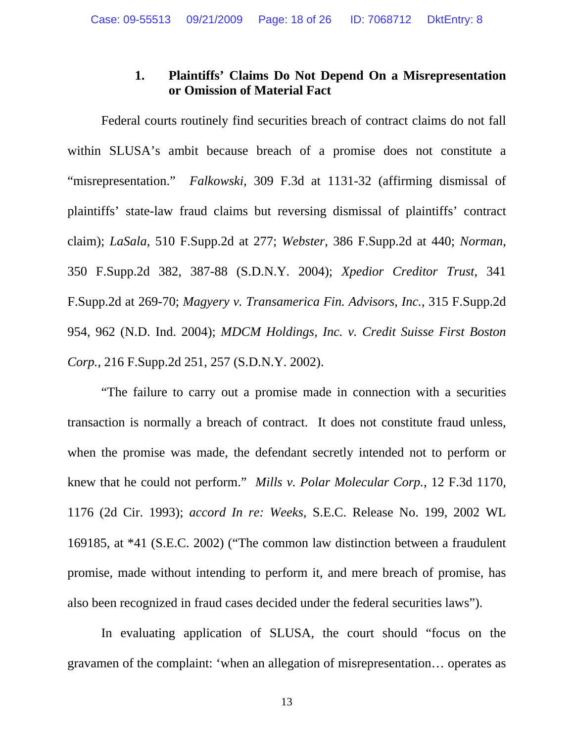### 1. Plaintiffs' Claims Do Not Depend On a Misrepresentation or Omission of Material Fact

Federal courts routinely find securities breach of contract claims do not fall within SLUSA's ambit because breach of a promise does not constitute a "misrepresentation." *Falkowski*, 309 F.3d at 1131-32 (affirming dismissal of plaintiffs' state-law fraud claims but reversing dismissal of plaintiffs' contract claim); *LaSala*, 510 F.Supp.2d at 277; *Webster*, 386 F.Supp.2d at 440; *Norman*, 350 F.Supp.2d 382, 387-88 (S.D.N.Y. 2004); *Xpedior Creditor Trust*, 341 F.Supp.2d at 269-70; *Magyery v. Transamerica Fin. Advisors, Inc.*, 315 F.Supp.2d 954, 962 (N.D. Ind. 2004); *MDCM Holdings, Inc. v. Credit Suisse First Boston Corp.*, 216 F.Supp.2d 251, 257 (S.D.N.Y. 2002).

"The failure to carry out a promise made in connection with a securities transaction is normally a breach of contract. It does not constitute fraud unless, when the promise was made, the defendant secretly intended not to perform or knew that he could not perform." *Mills v. Polar Molecular Corp.*, 12 F.3d 1170, 1176 (2d Cir. 1993); *accord In re: Weeks*, S.E.C. Release No. 199, 2002 WL 169185, at *41 (S.E.C. 2002) ("The common law distinction between a fraudulent promise, made without intending to perform it, and mere breach of promise, has also been recognized in fraud cases decided under the federal securities laws").

In evaluating application of SLUSA, the court should "focus on the gravamen of the complaint: 'when an allegation of misrepresentation… operates as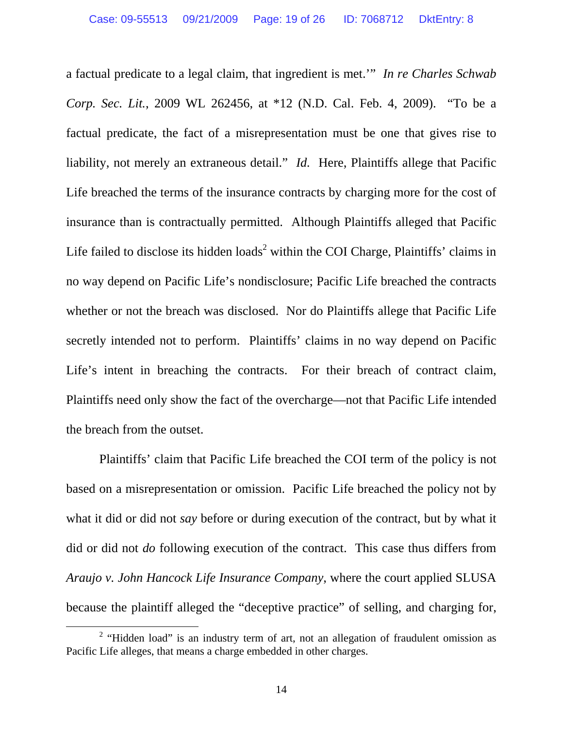a factual predicate to a legal claim, that ingredient is met.'" *In re Charles Schwab Corp. Sec. Lit.*, 2009 WL 262456, at *12 (N.D. Cal. Feb. 4, 2009). "To be a factual predicate, the fact of a misrepresentation must be one that gives rise to liability, not merely an extraneous detail." *Id.* Here, Plaintiffs allege that Pacific Life breached the terms of the insurance contracts by charging more for the cost of insurance than is contractually permitted. Although Plaintiffs alleged that Pacific Life failed to disclose its hidden loads[2] within the COI Charge, Plaintiffs' claims in no way depend on Pacific Life's nondisclosure; Pacific Life breached the contracts whether or not the breach was disclosed. Nor do Plaintiffs allege that Pacific Life secretly intended not to perform. Plaintiffs' claims in no way depend on Pacific Life's intent in breaching the contracts. For their breach of contract claim, Plaintiffs need only show the fact of the overcharge—not that Pacific Life intended the breach from the outset.

Plaintiffs' claim that Pacific Life breached the COI term of the policy is not based on a misrepresentation or omission. Pacific Life breached the policy not by what it did or did not *say* before or during execution of the contract, but by what it did or did not *do* following execution of the contract. This case thus differs from *Araujo v. John Hancock Life Insurance Company*, where the court applied SLUSA because the plaintiff alleged the "deceptive practice" of selling, and charging for,

---

[2] "Hidden load" is an industry term of art, not an allegation of fraudulent omission as Pacific Life alleges, that means a charge embedded in other charges.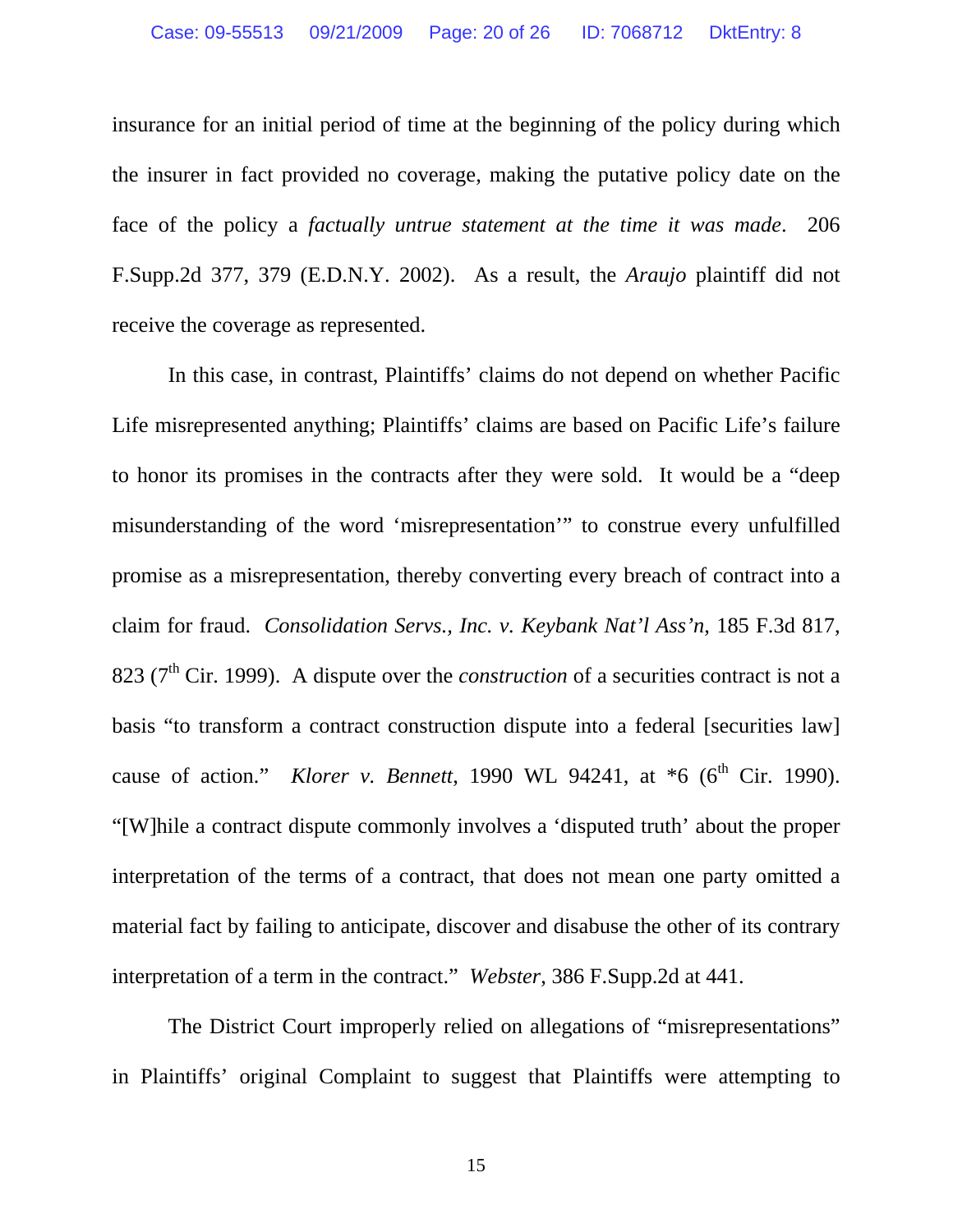insurance for an initial period of time at the beginning of the policy during which the insurer in fact provided no coverage, making the putative policy date on the face of the policy a *factually untrue statement at the time it was made*. 206 F.Supp.2d 377, 379 (E.D.N.Y. 2002). As a result, the *Araujo* plaintiff did not receive the coverage as represented.

In this case, in contrast, Plaintiffs' claims do not depend on whether Pacific Life misrepresented anything; Plaintiffs' claims are based on Pacific Life's failure to honor its promises in the contracts after they were sold. It would be a "deep misunderstanding of the word 'misrepresentation'" to construe every unfulfilled promise as a misrepresentation, thereby converting every breach of contract into a claim for fraud. *Consolidation Servs., Inc. v. Keybank Nat'l Ass'n*, 185 F.3d 817, 823 (7th Cir. 1999). A dispute over the *construction* of a securities contract is not a basis "to transform a contract construction dispute into a federal [securities law] cause of action." *Klorer v. Bennett*, 1990 WL 94241, at *6 (6th Cir. 1990). "[W]hile a contract dispute commonly involves a 'disputed truth' about the proper interpretation of the terms of a contract, that does not mean one party omitted a material fact by failing to anticipate, discover and disabuse the other of its contrary interpretation of a term in the contract." *Webster*, 386 F.Supp.2d at 441.

The District Court improperly relied on allegations of "misrepresentations" in Plaintiffs' original Complaint to suggest that Plaintiffs were attempting to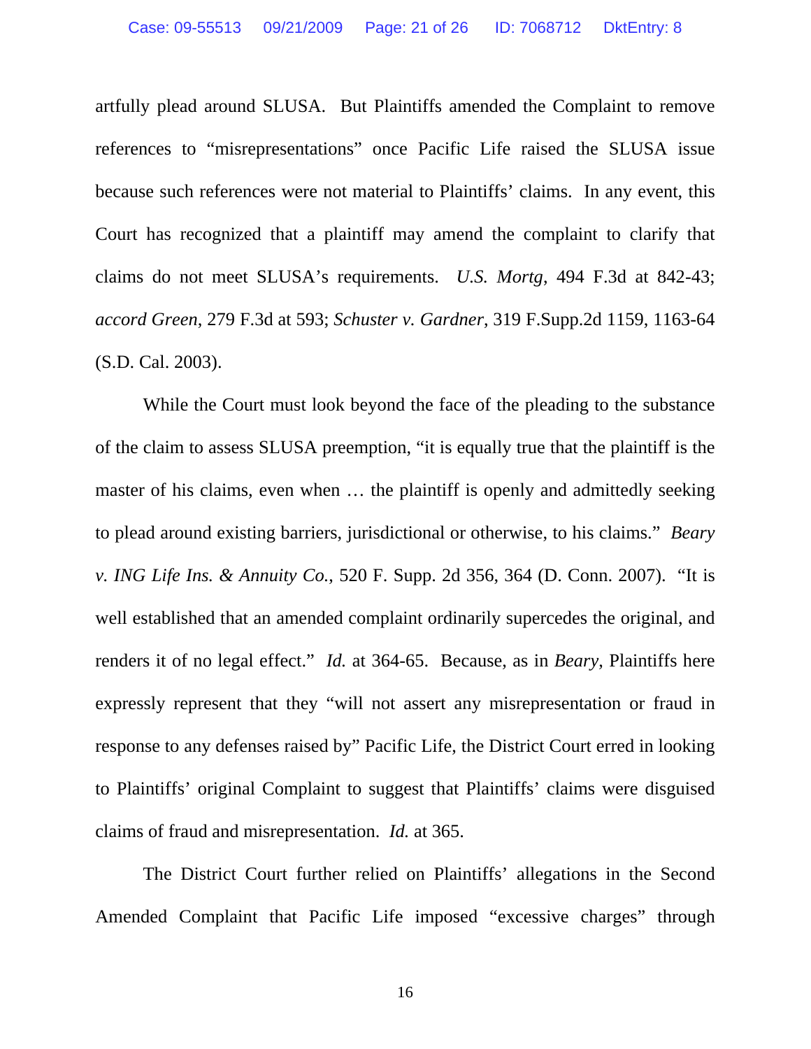artfully plead around SLUSA. But Plaintiffs amended the Complaint to remove references to "misrepresentations" once Pacific Life raised the SLUSA issue because such references were not material to Plaintiffs' claims. In any event, this Court has recognized that a plaintiff may amend the complaint to clarify that claims do not meet SLUSA's requirements. *U.S. Mortg*, 494 F.3d at 842-43; *accord Green*, 279 F.3d at 593; *Schuster v. Gardner*, 319 F.Supp.2d 1159, 1163-64 (S.D. Cal. 2003).

While the Court must look beyond the face of the pleading to the substance of the claim to assess SLUSA preemption, "it is equally true that the plaintiff is the master of his claims, even when … the plaintiff is openly and admittedly seeking to plead around existing barriers, jurisdictional or otherwise, to his claims." *Beary v. ING Life Ins. & Annuity Co.*, 520 F. Supp. 2d 356, 364 (D. Conn. 2007). "It is well established that an amended complaint ordinarily supercedes the original, and renders it of no legal effect." *Id.* at 364-65. Because, as in *Beary*, Plaintiffs here expressly represent that they "will not assert any misrepresentation or fraud in response to any defenses raised by" Pacific Life, the District Court erred in looking to Plaintiffs' original Complaint to suggest that Plaintiffs' claims were disguised claims of fraud and misrepresentation. *Id.* at 365.

The District Court further relied on Plaintiffs' allegations in the Second Amended Complaint that Pacific Life imposed "excessive charges" through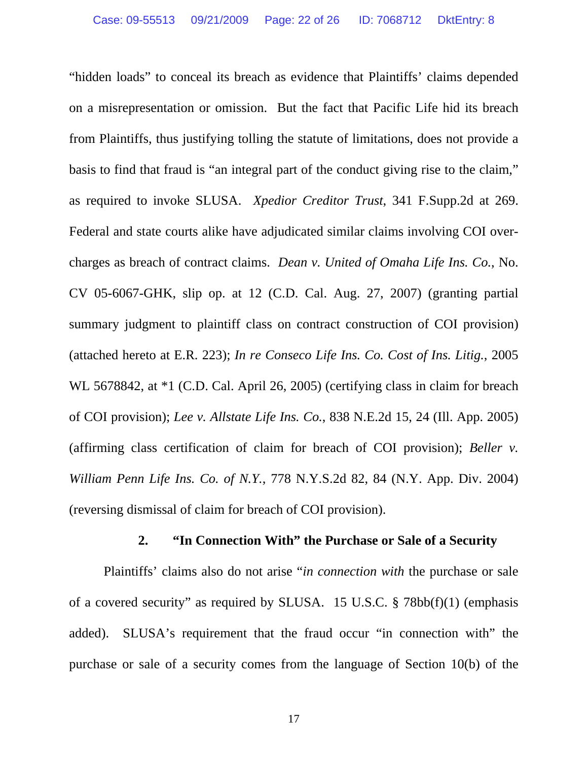"hidden loads" to conceal its breach as evidence that Plaintiffs' claims depended on a misrepresentation or omission. But the fact that Pacific Life hid its breach from Plaintiffs, thus justifying tolling the statute of limitations, does not provide a basis to find that fraud is "an integral part of the conduct giving rise to the claim," as required to invoke SLUSA. *Xpedior Creditor Trust*, 341 F.Supp.2d at 269. Federal and state courts alike have adjudicated similar claims involving COI over-charges as breach of contract claims. *Dean v. United of Omaha Life Ins. Co.*, No. CV 05-6067-GHK, slip op. at 12 (C.D. Cal. Aug. 27, 2007) (granting partial summary judgment to plaintiff class on contract construction of COI provision) (attached hereto at E.R. 223); *In re Conseco Life Ins. Co. Cost of Ins. Litig.*, 2005 WL 5678842, at *1 (C.D. Cal. April 26, 2005) (certifying class in claim for breach of COI provision); *Lee v. Allstate Life Ins. Co.*, 838 N.E.2d 15, 24 (Ill. App. 2005) (affirming class certification of claim for breach of COI provision); *Beller v. William Penn Life Ins. Co. of N.Y.*, 778 N.Y.S.2d 82, 84 (N.Y. App. Div. 2004) (reversing dismissal of claim for breach of COI provision).

### 2. "In Connection With" the Purchase or Sale of a Security

Plaintiffs' claims also do not arise "*in connection with* the purchase or sale of a covered security" as required by SLUSA. 15 U.S.C. § 78bb(f)(1) (emphasis added). SLUSA's requirement that the fraud occur "in connection with" the purchase or sale of a security comes from the language of Section 10(b) of the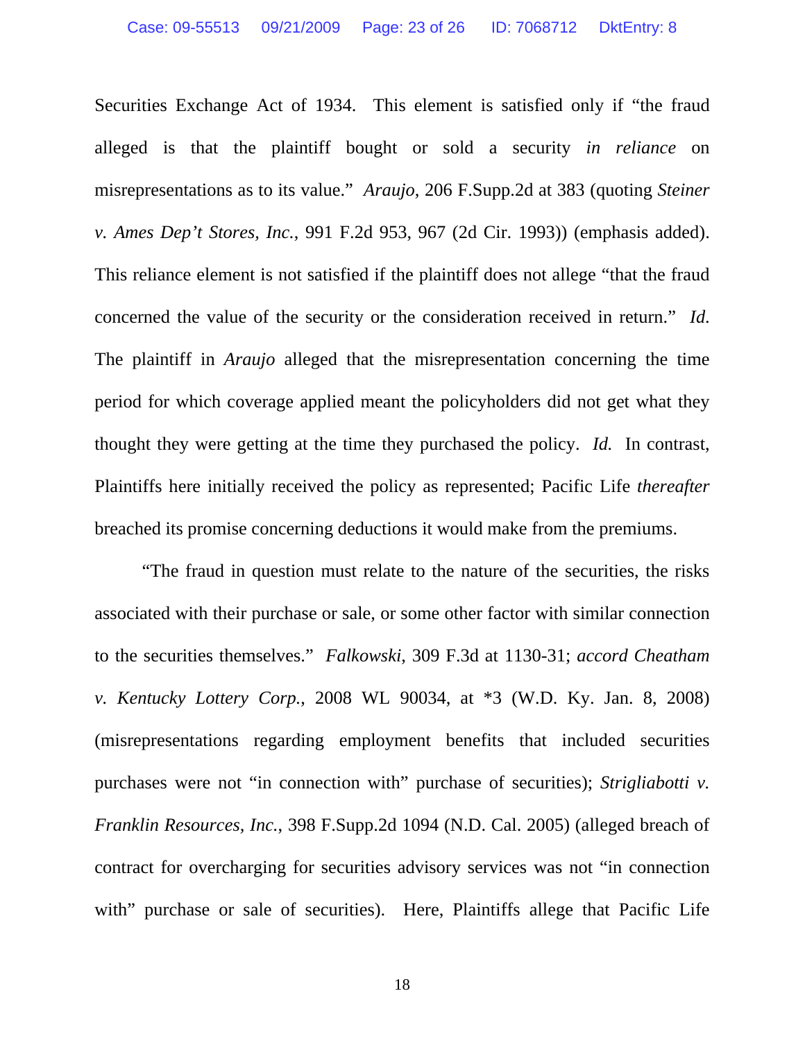Securities Exchange Act of 1934. This element is satisfied only if "the fraud alleged is that the plaintiff bought or sold a security *in reliance* on misrepresentations as to its value." *Araujo*, 206 F.Supp.2d at 383 (quoting *Steiner v. Ames Dep't Stores, Inc.*, 991 F.2d 953, 967 (2d Cir. 1993)) (emphasis added). This reliance element is not satisfied if the plaintiff does not allege "that the fraud concerned the value of the security or the consideration received in return." *Id.* The plaintiff in *Araujo* alleged that the misrepresentation concerning the time period for which coverage applied meant the policyholders did not get what they thought they were getting at the time they purchased the policy. *Id.* In contrast, Plaintiffs here initially received the policy as represented; Pacific Life *thereafter* breached its promise concerning deductions it would make from the premiums.

"The fraud in question must relate to the nature of the securities, the risks associated with their purchase or sale, or some other factor with similar connection to the securities themselves." *Falkowski*, 309 F.3d at 1130-31; *accord Cheatham v. Kentucky Lottery Corp.*, 2008 WL 90034, at *3 (W.D. Ky. Jan. 8, 2008) (misrepresentations regarding employment benefits that included securities purchases were not "in connection with" purchase of securities); *Strigliabotti v. Franklin Resources, Inc.*, 398 F.Supp.2d 1094 (N.D. Cal. 2005) (alleged breach of contract for overcharging for securities advisory services was not "in connection with" purchase or sale of securities). Here, Plaintiffs allege that Pacific Life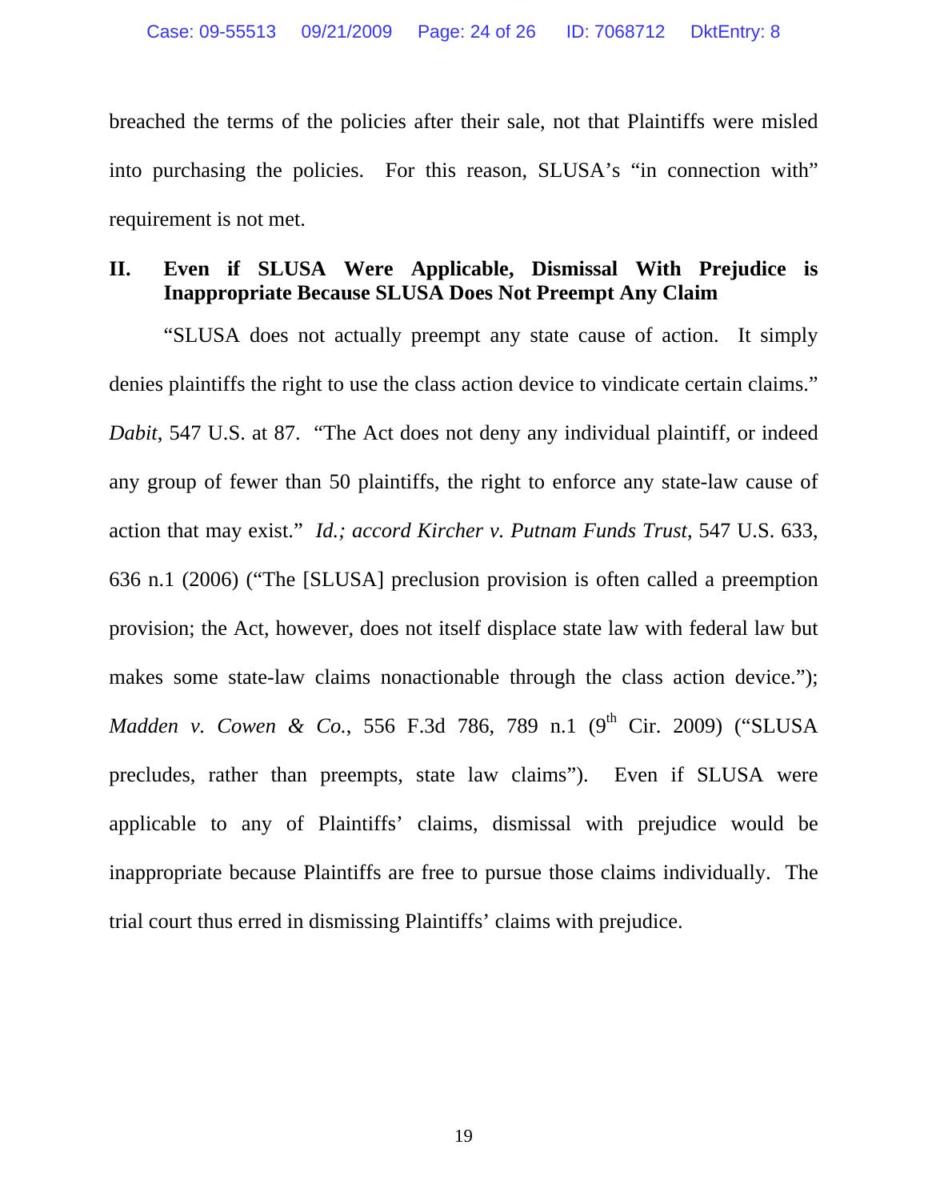breached the terms of the policies after their sale, not that Plaintiffs were misled into purchasing the policies. For this reason, SLUSA's "in connection with" requirement is not met.

## II. Even if SLUSA Were Applicable, Dismissal With Prejudice is Inappropriate Because SLUSA Does Not Preempt Any Claim

"SLUSA does not actually preempt any state cause of action. It simply denies plaintiffs the right to use the class action device to vindicate certain claims." *Dabit*, 547 U.S. at 87. "The Act does not deny any individual plaintiff, or indeed any group of fewer than 50 plaintiffs, the right to enforce any state-law cause of action that may exist." *Id.; accord Kircher v. Putnam Funds Trust*, 547 U.S. 633, 636 n.1 (2006) ("The [SLUSA] preclusion provision is often called a preemption provision; the Act, however, does not itself displace state law with federal law but makes some state-law claims nonactionable through the class action device."); *Madden v. Cowen & Co.*, 556 F.3d 786, 789 n.1 (9th Cir. 2009) ("SLUSA precludes, rather than preempts, state law claims"). Even if SLUSA were applicable to any of Plaintiffs' claims, dismissal with prejudice would be inappropriate because Plaintiffs are free to pursue those claims individually. The trial court thus erred in dismissing Plaintiffs' claims with prejudice.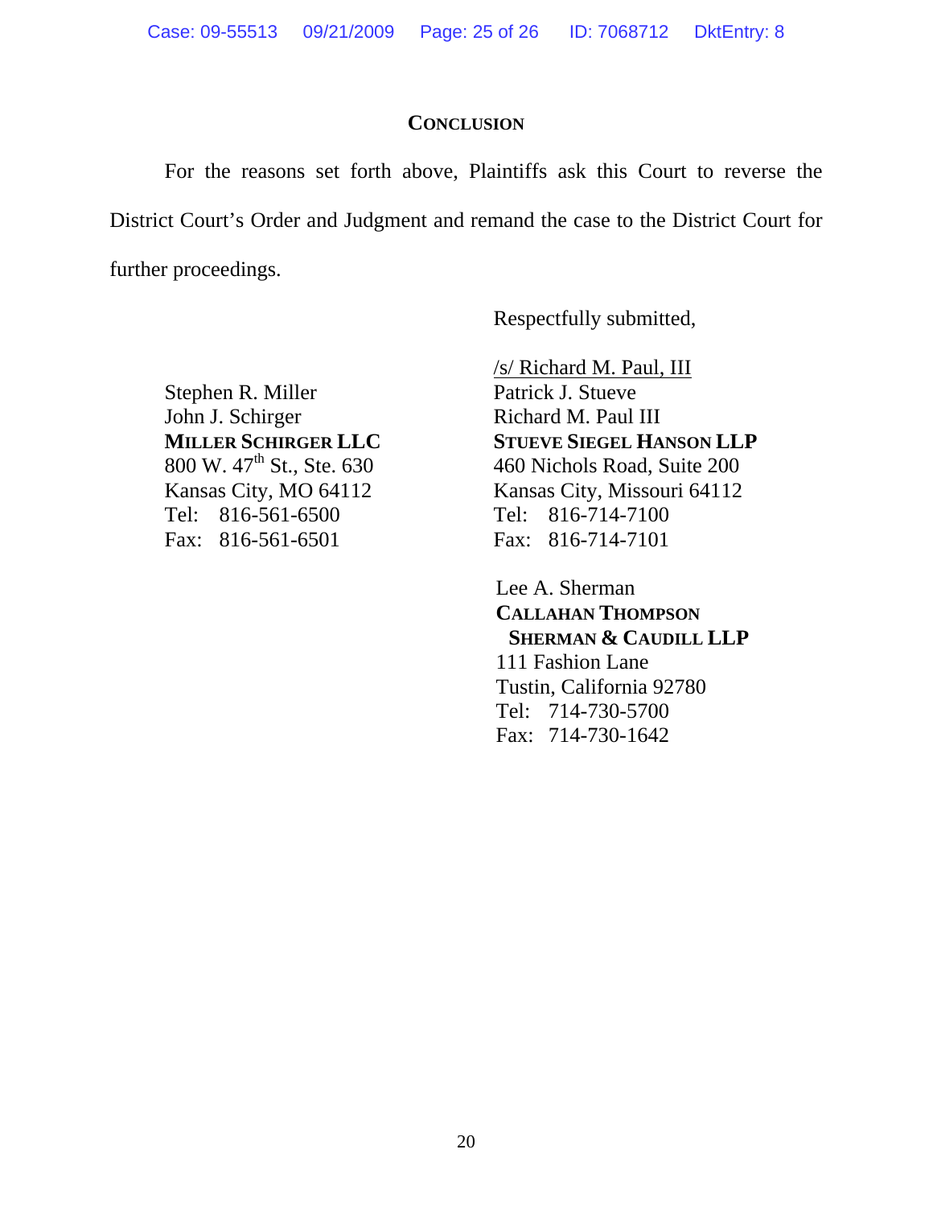## CONCLUSION

For the reasons set forth above, Plaintiffs ask this Court to reverse the District Court's Order and Judgment and remand the case to the District Court for further proceedings.

Respectfully submitted,

/s/ Richard M. Paul, III
Patrick J. Stueve
Richard M. Paul III
**STUEVE SIEGEL HANSON LLP**
460 Nichols Road, Suite 200
Kansas City, Missouri 64112
Tel: 816-714-7100
Fax: 816-714-7101

Stephen R. Miller
John J. Schirger
**MILLER SCHIRGER LLC**
800 W. 47th St., Ste. 630
Kansas City, MO 64112
Tel: 816-561-6500
Fax: 816-561-6501

Lee A. Sherman
**CALLAHAN THOMPSON SHERMAN & CAUDILL LLP**
111 Fashion Lane
Tustin, California 92780
Tel: 714-730-5700
Fax: 714-730-1642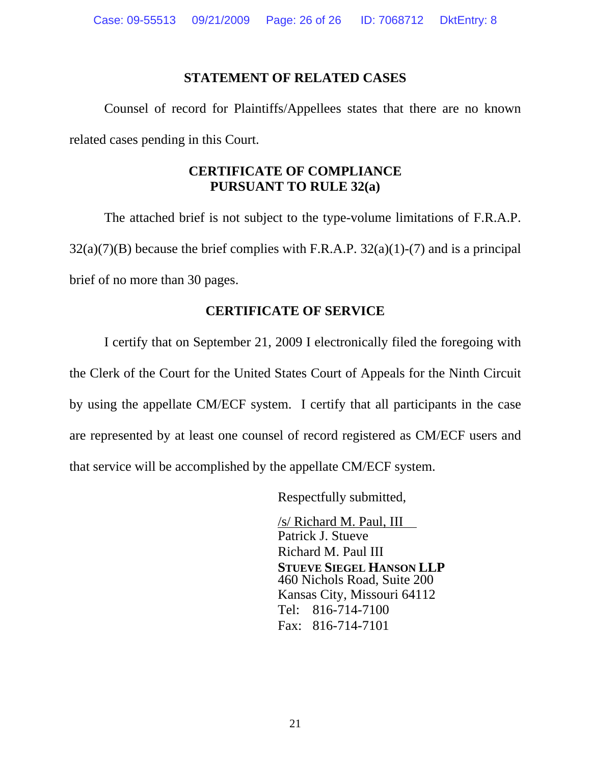## STATEMENT OF RELATED CASES

Counsel of record for Plaintiffs/Appellees states that there are no known related cases pending in this Court.

## CERTIFICATE OF COMPLIANCE PURSUANT TO RULE 32(a)

The attached brief is not subject to the type-volume limitations of F.R.A.P. 32(a)(7)(B) because the brief complies with F.R.A.P. 32(a)(1)-(7) and is a principal brief of no more than 30 pages.

## CERTIFICATE OF SERVICE

I certify that on September 21, 2009 I electronically filed the foregoing with the Clerk of the Court for the United States Court of Appeals for the Ninth Circuit by using the appellate CM/ECF system. I certify that all participants in the case are represented by at least one counsel of record registered as CM/ECF users and that service will be accomplished by the appellate CM/ECF system.

Respectfully submitted,

/s/ Richard M. Paul, III  
Patrick J. Stueve  
Richard M. Paul III  
**STUEVE SIEGEL HANSON LLP**  
460 Nichols Road, Suite 200  
Kansas City, Missouri 64112  
Tel: 816-714-7100  
Fax: 816-714-7101